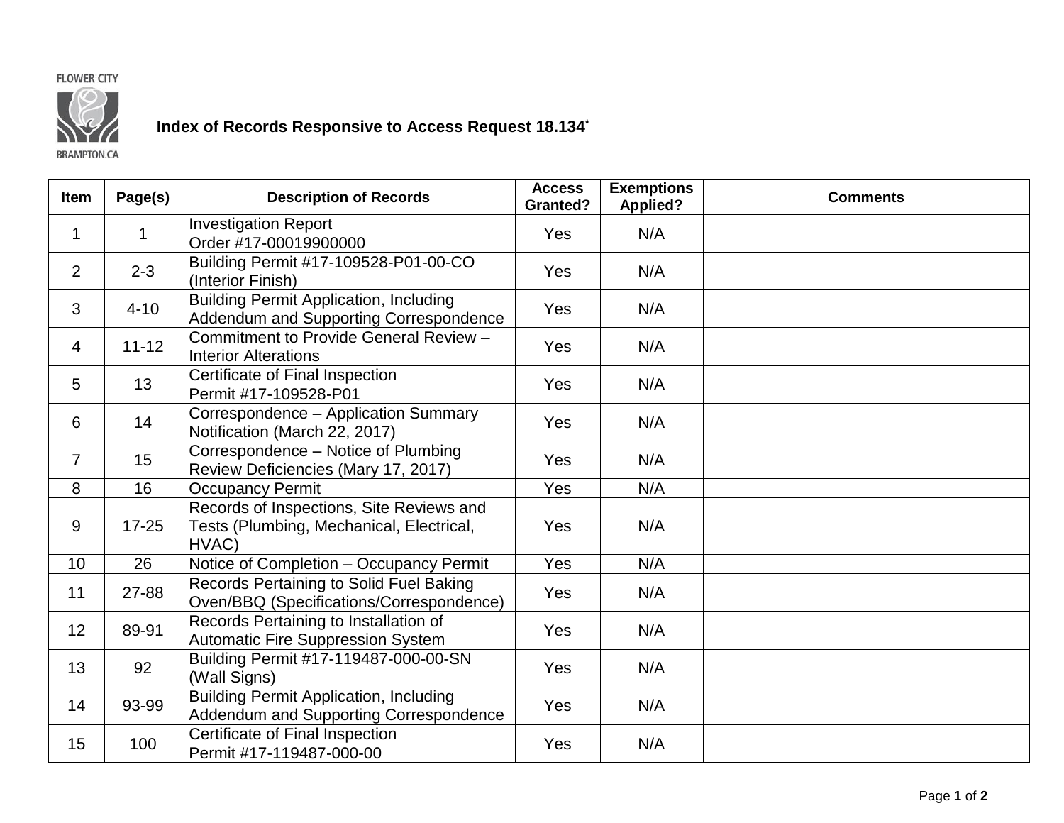FLOWER CITY

BRAMPTON.CA

## Index of Records Responsive to Access Request 18.134*

| Item | Page(s) | Description of Records | Access Granted? | Exemptions Applied? | Comments |
|---|---|---|---|---|---|
| 1 | 1 | Investigation Report Order #17-00019900000 | Yes | N/A | |
| 2 | 2-3 | Building Permit #17-109528-P01-00-CO (Interior Finish) | Yes | N/A | |
| 3 | 4-10 | Building Permit Application, Including Addendum and Supporting Correspondence | Yes | N/A | |
| 4 | 11-12 | Commitment to Provide General Review – Interior Alterations | Yes | N/A | |
| 5 | 13 | Certificate of Final Inspection Permit #17-109528-P01 | Yes | N/A | |
| 6 | 14 | Correspondence – Application Summary Notification (March 22, 2017) | Yes | N/A | |
| 7 | 15 | Correspondence – Notice of Plumbing Review Deficiencies (Mary 17, 2017) | Yes | N/A | |
| 8 | 16 | Occupancy Permit | Yes | N/A | |
| 9 | 17-25 | Records of Inspections, Site Reviews and Tests (Plumbing, Mechanical, Electrical, HVAC) | Yes | N/A | |
| 10 | 26 | Notice of Completion – Occupancy Permit | Yes | N/A | |
| 11 | 27-88 | Records Pertaining to Solid Fuel Baking Oven/BBQ (Specifications/Correspondence) | Yes | N/A | |
| 12 | 89-91 | Records Pertaining to Installation of Automatic Fire Suppression System | Yes | N/A | |
| 13 | 92 | Building Permit #17-119487-000-00-SN (Wall Signs) | Yes | N/A | |
| 14 | 93-99 | Building Permit Application, Including Addendum and Supporting Correspondence | Yes | N/A | |
| 15 | 100 | Certificate of Final Inspection Permit #17-119487-000-00 | Yes | N/A | |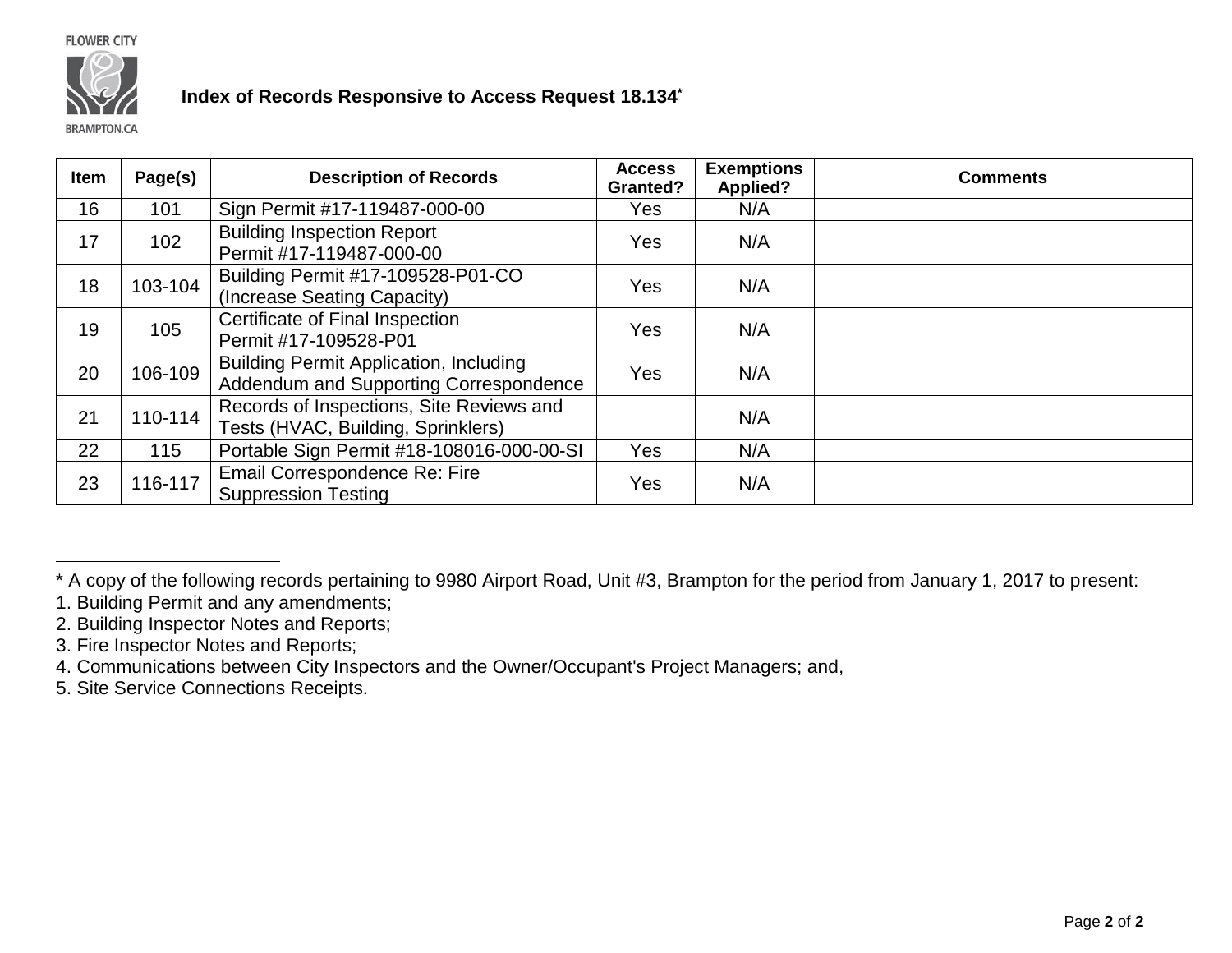FLOWER CITY

BRAMPTON.CA

## Index of Records Responsive to Access Request 18.134*

| Item | Page(s) | Description of Records | Access Granted? | Exemptions Applied? | Comments |
|---|---|---|---|---|---|
| 16 | 101 | Sign Permit #17-119487-000-00 | Yes | N/A | |
| 17 | 102 | Building Inspection Report Permit #17-119487-000-00 | Yes | N/A | |
| 18 | 103-104 | Building Permit #17-109528-P01-CO (Increase Seating Capacity) | Yes | N/A | |
| 19 | 105 | Certificate of Final Inspection Permit #17-109528-P01 | Yes | N/A | |
| 20 | 106-109 | Building Permit Application, Including Addendum and Supporting Correspondence | Yes | N/A | |
| 21 | 110-114 | Records of Inspections, Site Reviews and Tests (HVAC, Building, Sprinklers) | | N/A | |
| 22 | 115 | Portable Sign Permit #18-108016-000-00-SI | Yes | N/A | |
| 23 | 116-117 | Email Correspondence Re: Fire Suppression Testing | Yes | N/A | |

---

* A copy of the following records pertaining to 9980 Airport Road, Unit #3, Brampton for the period from January 1, 2017 to present:
1. Building Permit and any amendments;
2. Building Inspector Notes and Reports;
3. Fire Inspector Notes and Reports;
4. Communications between City Inspectors and the Owner/Occupant's Project Managers; and,
5. Site Service Connections Receipts.